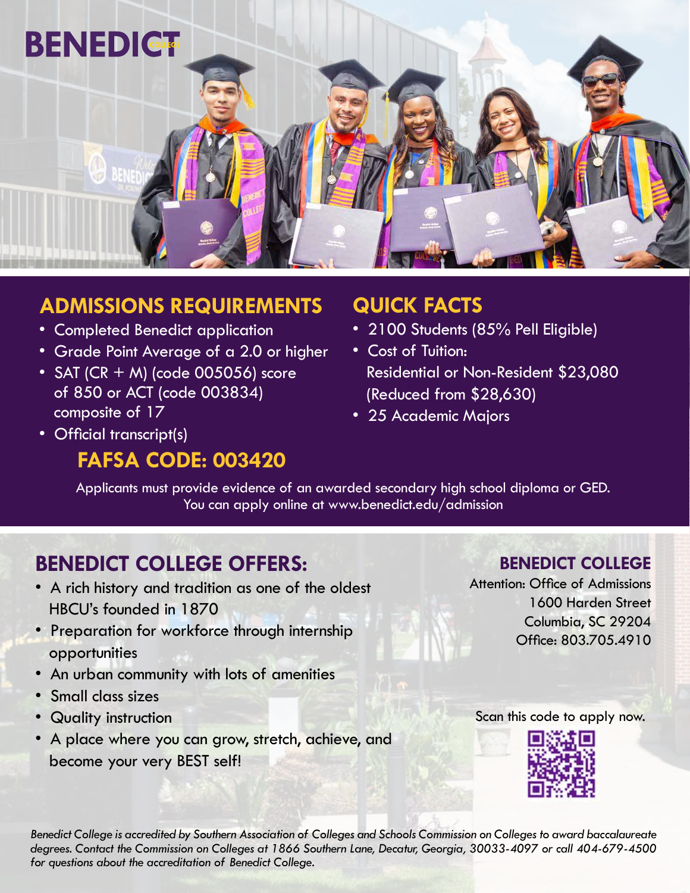# BENEDICT COLLEGE

## ADMISSIONS REQUIREMENTS

- Completed Benedict application
- Grade Point Average of a 2.0 or higher
- SAT (CR + M) (code 005056) score of 850 or ACT (code 003834) composite of 17
- Official transcript(s)

**FAFSA CODE: 003420**

## QUICK FACTS

- 2100 Students (85% Pell Eligible)
- Cost of Tuition:
  Residential or Non-Resident $23,080
  (Reduced from $28,630)
- 25 Academic Majors

Applicants must provide evidence of an awarded secondary high school diploma or GED.
You can apply online at www.benedict.edu/admission

## BENEDICT COLLEGE OFFERS:

- A rich history and tradition as one of the oldest HBCU's founded in 1870
- Preparation for workforce through internship opportunities
- An urban community with lots of amenities
- Small class sizes
- Quality instruction
- A place where you can grow, stretch, achieve, and become your very BEST self!

**BENEDICT COLLEGE**
Attention: Office of Admissions
1600 Harden Street
Columbia, SC 29204
Office: 803.705.4910

Scan this code to apply now.

*Benedict College is accredited by Southern Association of Colleges and Schools Commission on Colleges to award baccalaureate degrees. Contact the Commission on Colleges at 1866 Southern Lane, Decatur, Georgia, 30033-4097 or call 404-679-4500 for questions about the accreditation of Benedict College.*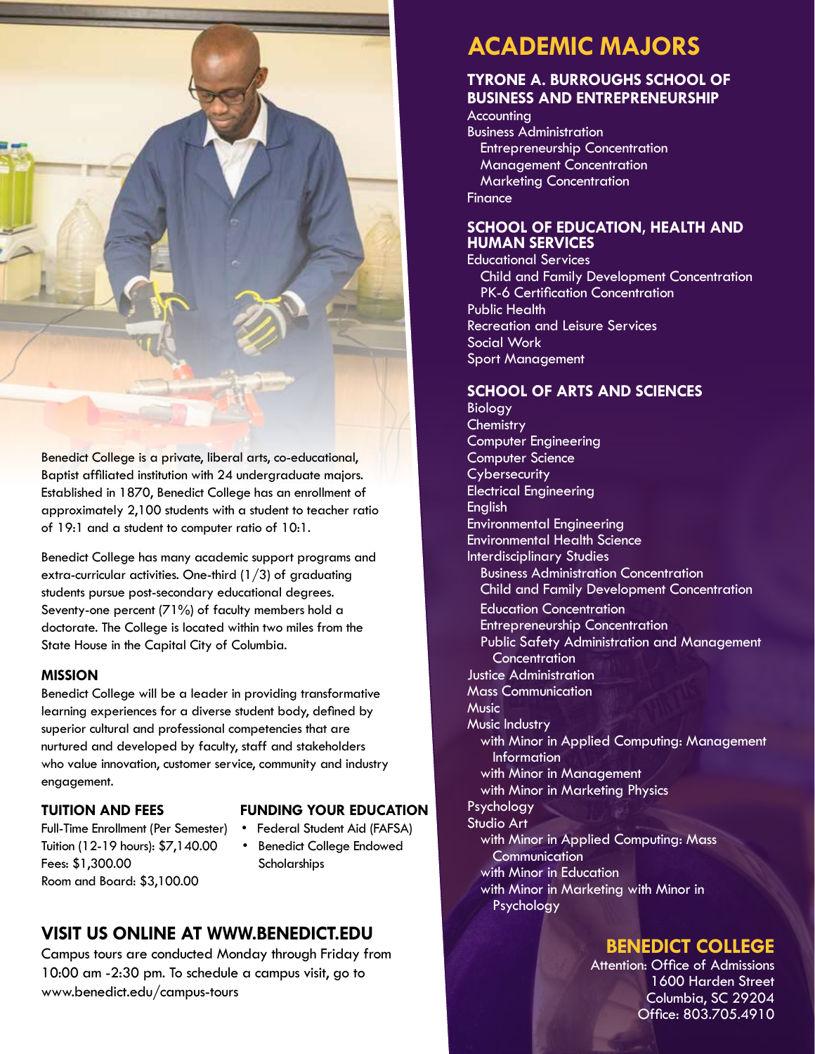Benedict College is a private, liberal arts, co-educational, Baptist affiliated institution with 24 undergraduate majors. Established in 1870, Benedict College has an enrollment of approximately 2,100 students with a student to teacher ratio of 19:1 and a student to computer ratio of 10:1.

Benedict College has many academic support programs and extra-curricular activities. One-third (1/3) of graduating students pursue post-secondary educational degrees. Seventy-one percent (71%) of faculty members hold a doctorate. The College is located within two miles from the State House in the Capital City of Columbia.

### MISSION

Benedict College will be a leader in providing transformative learning experiences for a diverse student body, defined by superior cultural and professional competencies that are nurtured and developed by faculty, staff and stakeholders who value innovation, customer service, community and industry engagement.

### TUITION AND FEES

Full-Time Enrollment (Per Semester)
Tuition (12-19 hours): $7,140.00
Fees: $1,300.00
Room and Board: $3,100.00

### FUNDING YOUR EDUCATION

- Federal Student Aid (FAFSA)
- Benedict College Endowed Scholarships

## VISIT US ONLINE AT WWW.BENEDICT.EDU

Campus tours are conducted Monday through Friday from 10:00 am -2:30 pm. To schedule a campus visit, go to www.benedict.edu/campus-tours

# ACADEMIC MAJORS

### TYRONE A. BURROUGHS SCHOOL OF BUSINESS AND ENTREPRENEURSHIP

- Accounting
- Business Administration
  - Entrepreneurship Concentration
  - Management Concentration
  - Marketing Concentration
- Finance

### SCHOOL OF EDUCATION, HEALTH AND HUMAN SERVICES

- Educational Services
  - Child and Family Development Concentration
  - PK-6 Certification Concentration
- Public Health
- Recreation and Leisure Services
- Social Work
- Sport Management

### SCHOOL OF ARTS AND SCIENCES

- Biology
- Chemistry
- Computer Engineering
- Computer Science
- Cybersecurity
- Electrical Engineering
- English
- Environmental Engineering
- Environmental Health Science
- Interdisciplinary Studies
  - Business Administration Concentration
  - Child and Family Development Concentration
  - Education Concentration
  - Entrepreneurship Concentration
  - Public Safety Administration and Management Concentration
- Justice Administration
- Mass Communication
- Music
- Music Industry
  - with Minor in Applied Computing: Management Information
  - with Minor in Management
  - with Minor in Marketing Physics
- Psychology
- Studio Art
  - with Minor in Applied Computing: Mass Communication
  - with Minor in Education
  - with Minor in Marketing with Minor in Psychology

## BENEDICT COLLEGE

Attention: Office of Admissions
1600 Harden Street
Columbia, SC 29204
Office: 803.705.4910